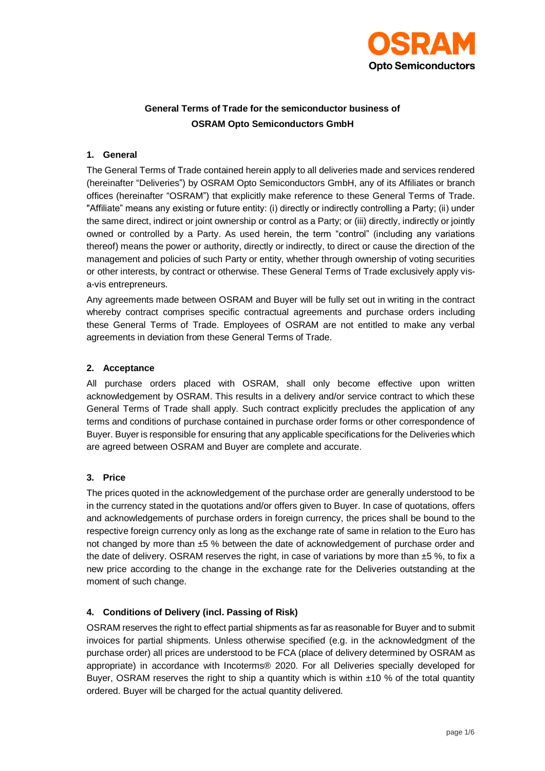# General Terms of Trade for the semiconductor business of OSRAM Opto Semiconductors GmbH

## 1. General

The General Terms of Trade contained herein apply to all deliveries made and services rendered (hereinafter "Deliveries") by OSRAM Opto Semiconductors GmbH, any of its Affiliates or branch offices (hereinafter "OSRAM") that explicitly make reference to these General Terms of Trade. "Affiliate" means any existing or future entity: (i) directly or indirectly controlling a Party; (ii) under the same direct, indirect or joint ownership or control as a Party; or (iii) directly, indirectly or jointly owned or controlled by a Party. As used herein, the term "control" (including any variations thereof) means the power or authority, directly or indirectly, to direct or cause the direction of the management and policies of such Party or entity, whether through ownership of voting securities or other interests, by contract or otherwise. These General Terms of Trade exclusively apply vis-a-vis entrepreneurs.

Any agreements made between OSRAM and Buyer will be fully set out in writing in the contract whereby contract comprises specific contractual agreements and purchase orders including these General Terms of Trade. Employees of OSRAM are not entitled to make any verbal agreements in deviation from these General Terms of Trade.

## 2. Acceptance

All purchase orders placed with OSRAM, shall only become effective upon written acknowledgement by OSRAM. This results in a delivery and/or service contract to which these General Terms of Trade shall apply. Such contract explicitly precludes the application of any terms and conditions of purchase contained in purchase order forms or other correspondence of Buyer. Buyer is responsible for ensuring that any applicable specifications for the Deliveries which are agreed between OSRAM and Buyer are complete and accurate.

## 3. Price

The prices quoted in the acknowledgement of the purchase order are generally understood to be in the currency stated in the quotations and/or offers given to Buyer. In case of quotations, offers and acknowledgements of purchase orders in foreign currency, the prices shall be bound to the respective foreign currency only as long as the exchange rate of same in relation to the Euro has not changed by more than ±5 % between the date of acknowledgement of purchase order and the date of delivery. OSRAM reserves the right, in case of variations by more than ±5 %, to fix a new price according to the change in the exchange rate for the Deliveries outstanding at the moment of such change.

## 4. Conditions of Delivery (incl. Passing of Risk)

OSRAM reserves the right to effect partial shipments as far as reasonable for Buyer and to submit invoices for partial shipments. Unless otherwise specified (e.g. in the acknowledgment of the purchase order) all prices are understood to be FCA (place of delivery determined by OSRAM as appropriate) in accordance with Incoterms® 2020. For all Deliveries specially developed for Buyer, OSRAM reserves the right to ship a quantity which is within ±10 % of the total quantity ordered. Buyer will be charged for the actual quantity delivered.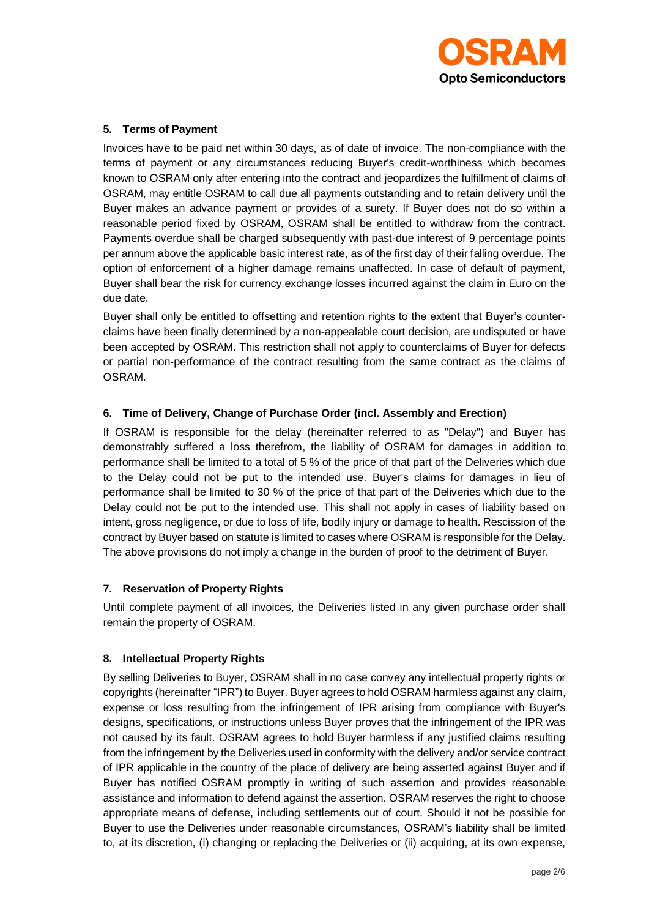### 5. Terms of Payment

Invoices have to be paid net within 30 days, as of date of invoice. The non-compliance with the terms of payment or any circumstances reducing Buyer's credit-worthiness which becomes known to OSRAM only after entering into the contract and jeopardizes the fulfillment of claims of OSRAM, may entitle OSRAM to call due all payments outstanding and to retain delivery until the Buyer makes an advance payment or provides of a surety. If Buyer does not do so within a reasonable period fixed by OSRAM, OSRAM shall be entitled to withdraw from the contract. Payments overdue shall be charged subsequently with past-due interest of 9 percentage points per annum above the applicable basic interest rate, as of the first day of their falling overdue. The option of enforcement of a higher damage remains unaffected. In case of default of payment, Buyer shall bear the risk for currency exchange losses incurred against the claim in Euro on the due date.

Buyer shall only be entitled to offsetting and retention rights to the extent that Buyer's counter-claims have been finally determined by a non-appealable court decision, are undisputed or have been accepted by OSRAM. This restriction shall not apply to counterclaims of Buyer for defects or partial non-performance of the contract resulting from the same contract as the claims of OSRAM.

### 6. Time of Delivery, Change of Purchase Order (incl. Assembly and Erection)

If OSRAM is responsible for the delay (hereinafter referred to as "Delay") and Buyer has demonstrably suffered a loss therefrom, the liability of OSRAM for damages in addition to performance shall be limited to a total of 5 % of the price of that part of the Deliveries which due to the Delay could not be put to the intended use. Buyer's claims for damages in lieu of performance shall be limited to 30 % of the price of that part of the Deliveries which due to the Delay could not be put to the intended use. This shall not apply in cases of liability based on intent, gross negligence, or due to loss of life, bodily injury or damage to health. Rescission of the contract by Buyer based on statute is limited to cases where OSRAM is responsible for the Delay. The above provisions do not imply a change in the burden of proof to the detriment of Buyer.

### 7. Reservation of Property Rights

Until complete payment of all invoices, the Deliveries listed in any given purchase order shall remain the property of OSRAM.

### 8. Intellectual Property Rights

By selling Deliveries to Buyer, OSRAM shall in no case convey any intellectual property rights or copyrights (hereinafter "IPR") to Buyer. Buyer agrees to hold OSRAM harmless against any claim, expense or loss resulting from the infringement of IPR arising from compliance with Buyer's designs, specifications, or instructions unless Buyer proves that the infringement of the IPR was not caused by its fault. OSRAM agrees to hold Buyer harmless if any justified claims resulting from the infringement by the Deliveries used in conformity with the delivery and/or service contract of IPR applicable in the country of the place of delivery are being asserted against Buyer and if Buyer has notified OSRAM promptly in writing of such assertion and provides reasonable assistance and information to defend against the assertion. OSRAM reserves the right to choose appropriate means of defense, including settlements out of court. Should it not be possible for Buyer to use the Deliveries under reasonable circumstances, OSRAM's liability shall be limited to, at its discretion, (i) changing or replacing the Deliveries or (ii) acquiring, at its own expense,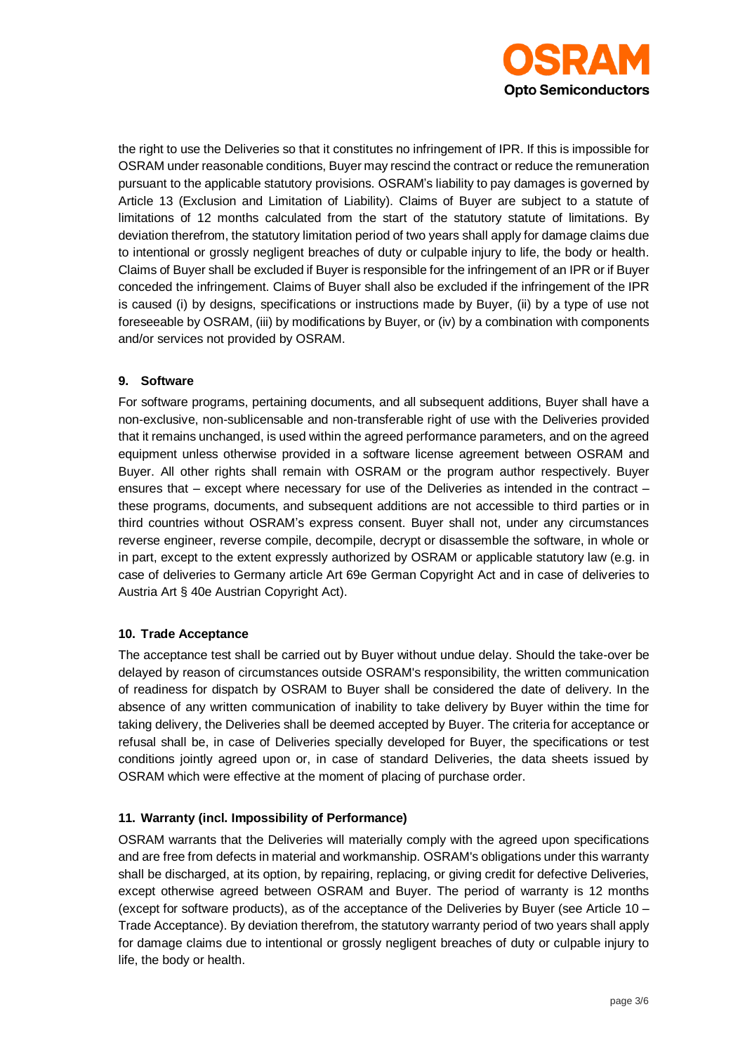the right to use the Deliveries so that it constitutes no infringement of IPR. If this is impossible for OSRAM under reasonable conditions, Buyer may rescind the contract or reduce the remuneration pursuant to the applicable statutory provisions. OSRAM's liability to pay damages is governed by Article 13 (Exclusion and Limitation of Liability). Claims of Buyer are subject to a statute of limitations of 12 months calculated from the start of the statutory statute of limitations. By deviation therefrom, the statutory limitation period of two years shall apply for damage claims due to intentional or grossly negligent breaches of duty or culpable injury to life, the body or health. Claims of Buyer shall be excluded if Buyer is responsible for the infringement of an IPR or if Buyer conceded the infringement. Claims of Buyer shall also be excluded if the infringement of the IPR is caused (i) by designs, specifications or instructions made by Buyer, (ii) by a type of use not foreseeable by OSRAM, (iii) by modifications by Buyer, or (iv) by a combination with components and/or services not provided by OSRAM.

### 9. Software

For software programs, pertaining documents, and all subsequent additions, Buyer shall have a non-exclusive, non-sublicensable and non-transferable right of use with the Deliveries provided that it remains unchanged, is used within the agreed performance parameters, and on the agreed equipment unless otherwise provided in a software license agreement between OSRAM and Buyer. All other rights shall remain with OSRAM or the program author respectively. Buyer ensures that – except where necessary for use of the Deliveries as intended in the contract – these programs, documents, and subsequent additions are not accessible to third parties or in third countries without OSRAM's express consent. Buyer shall not, under any circumstances reverse engineer, reverse compile, decompile, decrypt or disassemble the software, in whole or in part, except to the extent expressly authorized by OSRAM or applicable statutory law (e.g. in case of deliveries to Germany article Art 69e German Copyright Act and in case of deliveries to Austria Art § 40e Austrian Copyright Act).

### 10. Trade Acceptance

The acceptance test shall be carried out by Buyer without undue delay. Should the take-over be delayed by reason of circumstances outside OSRAM's responsibility, the written communication of readiness for dispatch by OSRAM to Buyer shall be considered the date of delivery. In the absence of any written communication of inability to take delivery by Buyer within the time for taking delivery, the Deliveries shall be deemed accepted by Buyer. The criteria for acceptance or refusal shall be, in case of Deliveries specially developed for Buyer, the specifications or test conditions jointly agreed upon or, in case of standard Deliveries, the data sheets issued by OSRAM which were effective at the moment of placing of purchase order.

### 11. Warranty (incl. Impossibility of Performance)

OSRAM warrants that the Deliveries will materially comply with the agreed upon specifications and are free from defects in material and workmanship. OSRAM's obligations under this warranty shall be discharged, at its option, by repairing, replacing, or giving credit for defective Deliveries, except otherwise agreed between OSRAM and Buyer. The period of warranty is 12 months (except for software products), as of the acceptance of the Deliveries by Buyer (see Article 10 – Trade Acceptance). By deviation therefrom, the statutory warranty period of two years shall apply for damage claims due to intentional or grossly negligent breaches of duty or culpable injury to life, the body or health.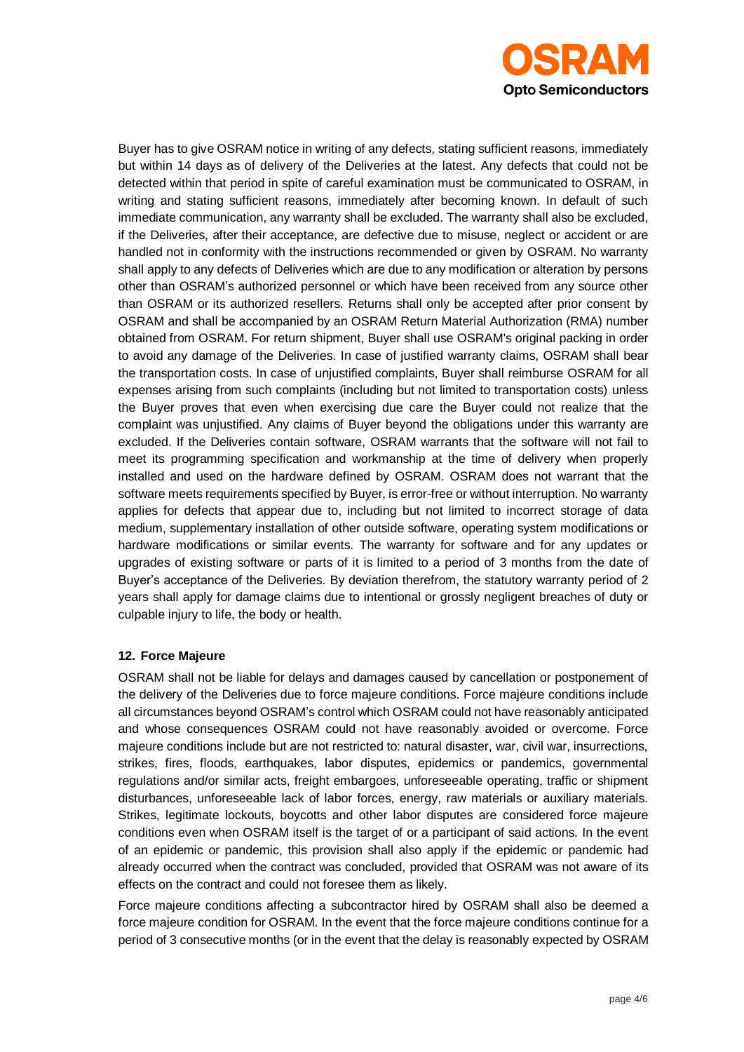Buyer has to give OSRAM notice in writing of any defects, stating sufficient reasons, immediately but within 14 days as of delivery of the Deliveries at the latest. Any defects that could not be detected within that period in spite of careful examination must be communicated to OSRAM, in writing and stating sufficient reasons, immediately after becoming known. In default of such immediate communication, any warranty shall be excluded. The warranty shall also be excluded, if the Deliveries, after their acceptance, are defective due to misuse, neglect or accident or are handled not in conformity with the instructions recommended or given by OSRAM. No warranty shall apply to any defects of Deliveries which are due to any modification or alteration by persons other than OSRAM's authorized personnel or which have been received from any source other than OSRAM or its authorized resellers. Returns shall only be accepted after prior consent by OSRAM and shall be accompanied by an OSRAM Return Material Authorization (RMA) number obtained from OSRAM. For return shipment, Buyer shall use OSRAM's original packing in order to avoid any damage of the Deliveries. In case of justified warranty claims, OSRAM shall bear the transportation costs. In case of unjustified complaints, Buyer shall reimburse OSRAM for all expenses arising from such complaints (including but not limited to transportation costs) unless the Buyer proves that even when exercising due care the Buyer could not realize that the complaint was unjustified. Any claims of Buyer beyond the obligations under this warranty are excluded. If the Deliveries contain software, OSRAM warrants that the software will not fail to meet its programming specification and workmanship at the time of delivery when properly installed and used on the hardware defined by OSRAM. OSRAM does not warrant that the software meets requirements specified by Buyer, is error-free or without interruption. No warranty applies for defects that appear due to, including but not limited to incorrect storage of data medium, supplementary installation of other outside software, operating system modifications or hardware modifications or similar events. The warranty for software and for any updates or upgrades of existing software or parts of it is limited to a period of 3 months from the date of Buyer's acceptance of the Deliveries. By deviation therefrom, the statutory warranty period of 2 years shall apply for damage claims due to intentional or grossly negligent breaches of duty or culpable injury to life, the body or health.

## 12. Force Majeure

OSRAM shall not be liable for delays and damages caused by cancellation or postponement of the delivery of the Deliveries due to force majeure conditions. Force majeure conditions include all circumstances beyond OSRAM's control which OSRAM could not have reasonably anticipated and whose consequences OSRAM could not have reasonably avoided or overcome. Force majeure conditions include but are not restricted to: natural disaster, war, civil war, insurrections, strikes, fires, floods, earthquakes, labor disputes, epidemics or pandemics, governmental regulations and/or similar acts, freight embargoes, unforeseeable operating, traffic or shipment disturbances, unforeseeable lack of labor forces, energy, raw materials or auxiliary materials. Strikes, legitimate lockouts, boycotts and other labor disputes are considered force majeure conditions even when OSRAM itself is the target of or a participant of said actions. In the event of an epidemic or pandemic, this provision shall also apply if the epidemic or pandemic had already occurred when the contract was concluded, provided that OSRAM was not aware of its effects on the contract and could not foresee them as likely.

Force majeure conditions affecting a subcontractor hired by OSRAM shall also be deemed a force majeure condition for OSRAM. In the event that the force majeure conditions continue for a period of 3 consecutive months (or in the event that the delay is reasonably expected by OSRAM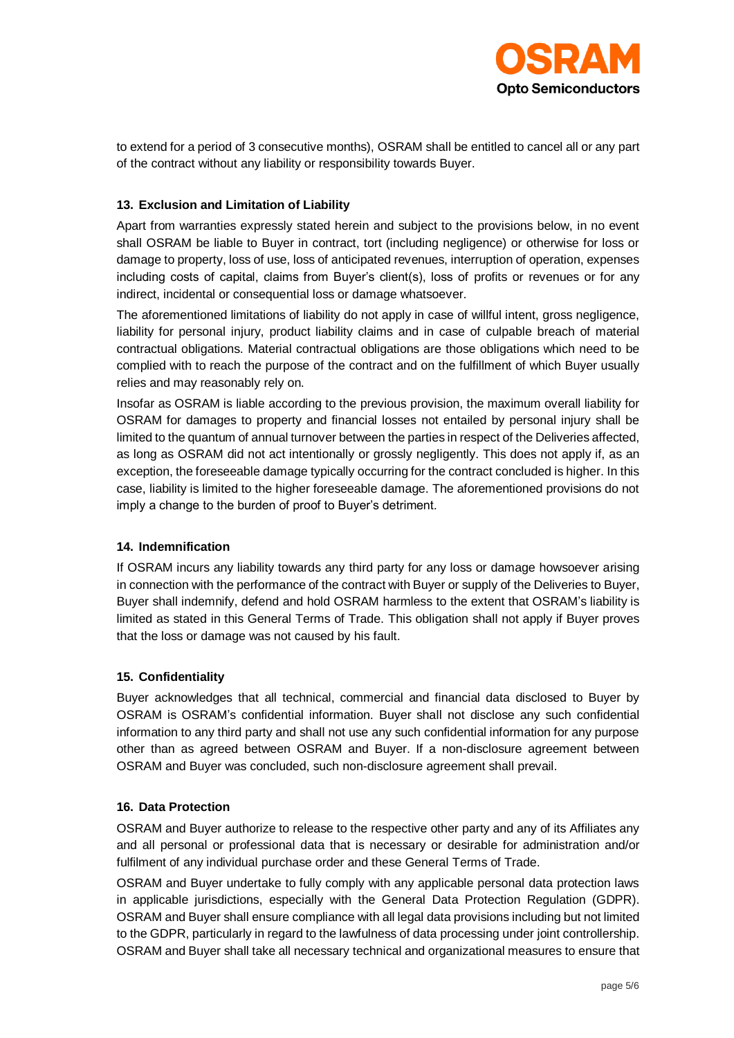to extend for a period of 3 consecutive months), OSRAM shall be entitled to cancel all or any part of the contract without any liability or responsibility towards Buyer.

### 13. Exclusion and Limitation of Liability

Apart from warranties expressly stated herein and subject to the provisions below, in no event shall OSRAM be liable to Buyer in contract, tort (including negligence) or otherwise for loss or damage to property, loss of use, loss of anticipated revenues, interruption of operation, expenses including costs of capital, claims from Buyer's client(s), loss of profits or revenues or for any indirect, incidental or consequential loss or damage whatsoever.

The aforementioned limitations of liability do not apply in case of willful intent, gross negligence, liability for personal injury, product liability claims and in case of culpable breach of material contractual obligations. Material contractual obligations are those obligations which need to be complied with to reach the purpose of the contract and on the fulfillment of which Buyer usually relies and may reasonably rely on.

Insofar as OSRAM is liable according to the previous provision, the maximum overall liability for OSRAM for damages to property and financial losses not entailed by personal injury shall be limited to the quantum of annual turnover between the parties in respect of the Deliveries affected, as long as OSRAM did not act intentionally or grossly negligently. This does not apply if, as an exception, the foreseeable damage typically occurring for the contract concluded is higher. In this case, liability is limited to the higher foreseeable damage. The aforementioned provisions do not imply a change to the burden of proof to Buyer's detriment.

### 14. Indemnification

If OSRAM incurs any liability towards any third party for any loss or damage howsoever arising in connection with the performance of the contract with Buyer or supply of the Deliveries to Buyer, Buyer shall indemnify, defend and hold OSRAM harmless to the extent that OSRAM's liability is limited as stated in this General Terms of Trade. This obligation shall not apply if Buyer proves that the loss or damage was not caused by his fault.

### 15. Confidentiality

Buyer acknowledges that all technical, commercial and financial data disclosed to Buyer by OSRAM is OSRAM's confidential information. Buyer shall not disclose any such confidential information to any third party and shall not use any such confidential information for any purpose other than as agreed between OSRAM and Buyer. If a non-disclosure agreement between OSRAM and Buyer was concluded, such non-disclosure agreement shall prevail.

### 16. Data Protection

OSRAM and Buyer authorize to release to the respective other party and any of its Affiliates any and all personal or professional data that is necessary or desirable for administration and/or fulfilment of any individual purchase order and these General Terms of Trade.

OSRAM and Buyer undertake to fully comply with any applicable personal data protection laws in applicable jurisdictions, especially with the General Data Protection Regulation (GDPR). OSRAM and Buyer shall ensure compliance with all legal data provisions including but not limited to the GDPR, particularly in regard to the lawfulness of data processing under joint controllership. OSRAM and Buyer shall take all necessary technical and organizational measures to ensure that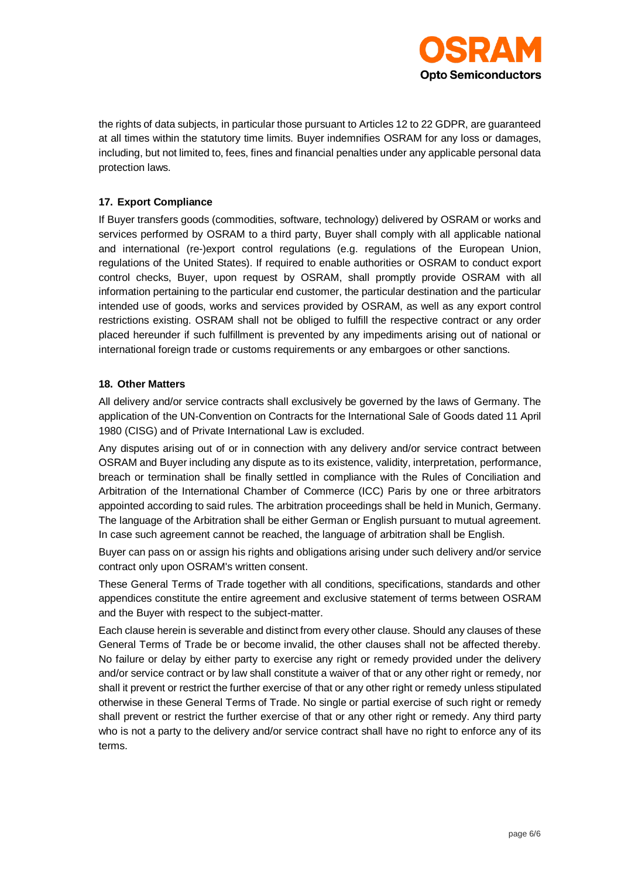the rights of data subjects, in particular those pursuant to Articles 12 to 22 GDPR, are guaranteed at all times within the statutory time limits. Buyer indemnifies OSRAM for any loss or damages, including, but not limited to, fees, fines and financial penalties under any applicable personal data protection laws.

### 17. Export Compliance

If Buyer transfers goods (commodities, software, technology) delivered by OSRAM or works and services performed by OSRAM to a third party, Buyer shall comply with all applicable national and international (re-)export control regulations (e.g. regulations of the European Union, regulations of the United States). If required to enable authorities or OSRAM to conduct export control checks, Buyer, upon request by OSRAM, shall promptly provide OSRAM with all information pertaining to the particular end customer, the particular destination and the particular intended use of goods, works and services provided by OSRAM, as well as any export control restrictions existing. OSRAM shall not be obliged to fulfill the respective contract or any order placed hereunder if such fulfillment is prevented by any impediments arising out of national or international foreign trade or customs requirements or any embargoes or other sanctions.

### 18. Other Matters

All delivery and/or service contracts shall exclusively be governed by the laws of Germany. The application of the UN-Convention on Contracts for the International Sale of Goods dated 11 April 1980 (CISG) and of Private International Law is excluded.

Any disputes arising out of or in connection with any delivery and/or service contract between OSRAM and Buyer including any dispute as to its existence, validity, interpretation, performance, breach or termination shall be finally settled in compliance with the Rules of Conciliation and Arbitration of the International Chamber of Commerce (ICC) Paris by one or three arbitrators appointed according to said rules. The arbitration proceedings shall be held in Munich, Germany. The language of the Arbitration shall be either German or English pursuant to mutual agreement. In case such agreement cannot be reached, the language of arbitration shall be English.

Buyer can pass on or assign his rights and obligations arising under such delivery and/or service contract only upon OSRAM's written consent.

These General Terms of Trade together with all conditions, specifications, standards and other appendices constitute the entire agreement and exclusive statement of terms between OSRAM and the Buyer with respect to the subject-matter.

Each clause herein is severable and distinct from every other clause. Should any clauses of these General Terms of Trade be or become invalid, the other clauses shall not be affected thereby. No failure or delay by either party to exercise any right or remedy provided under the delivery and/or service contract or by law shall constitute a waiver of that or any other right or remedy, nor shall it prevent or restrict the further exercise of that or any other right or remedy unless stipulated otherwise in these General Terms of Trade. No single or partial exercise of such right or remedy shall prevent or restrict the further exercise of that or any other right or remedy. Any third party who is not a party to the delivery and/or service contract shall have no right to enforce any of its terms.